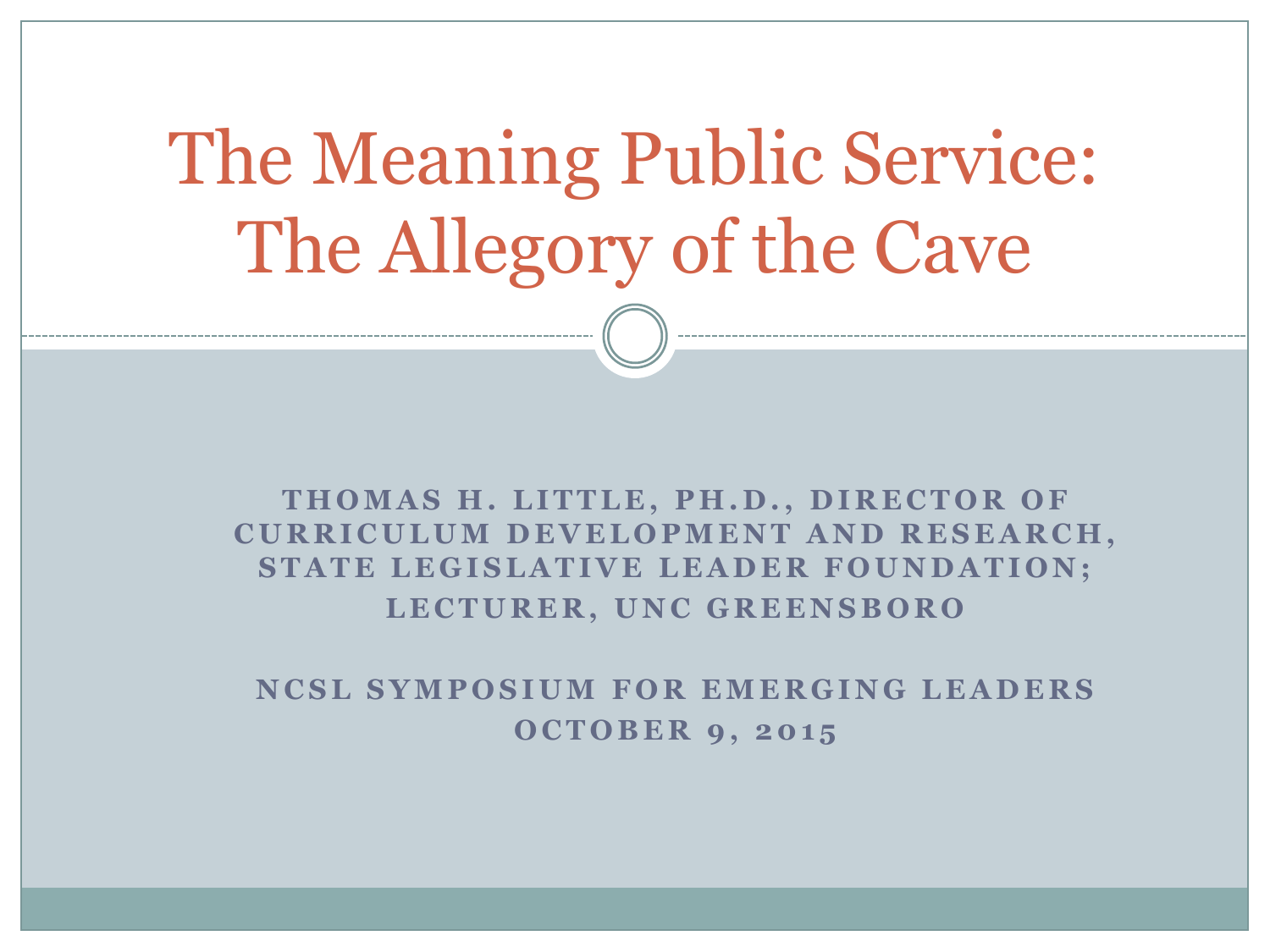# The Meaning Public Service: The Allegory of the Cave

**THOMAS H. LITTLE, PH.D., DIRECTOR OF CURRICULUM DEVELOPMENT AND RESEARCH, STATE LEGISLATIVE LEADER FOUNDATION; LECTURER, UNC GREENSBORO**

**NCSL SYMPOSIUM FOR EMERGING LEADERS**

**OCTOBER 9, 2015**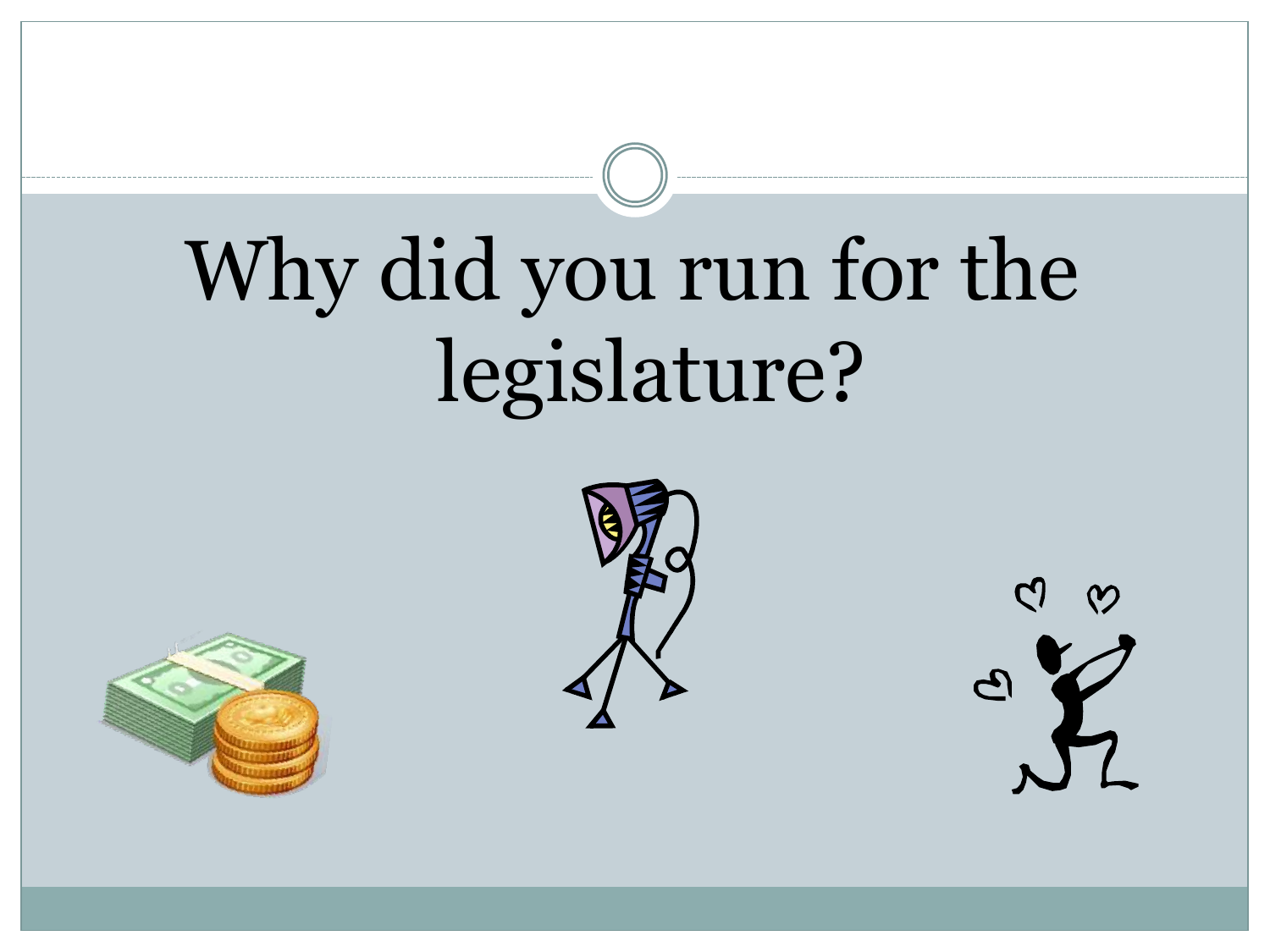# Why did you run for the legislature?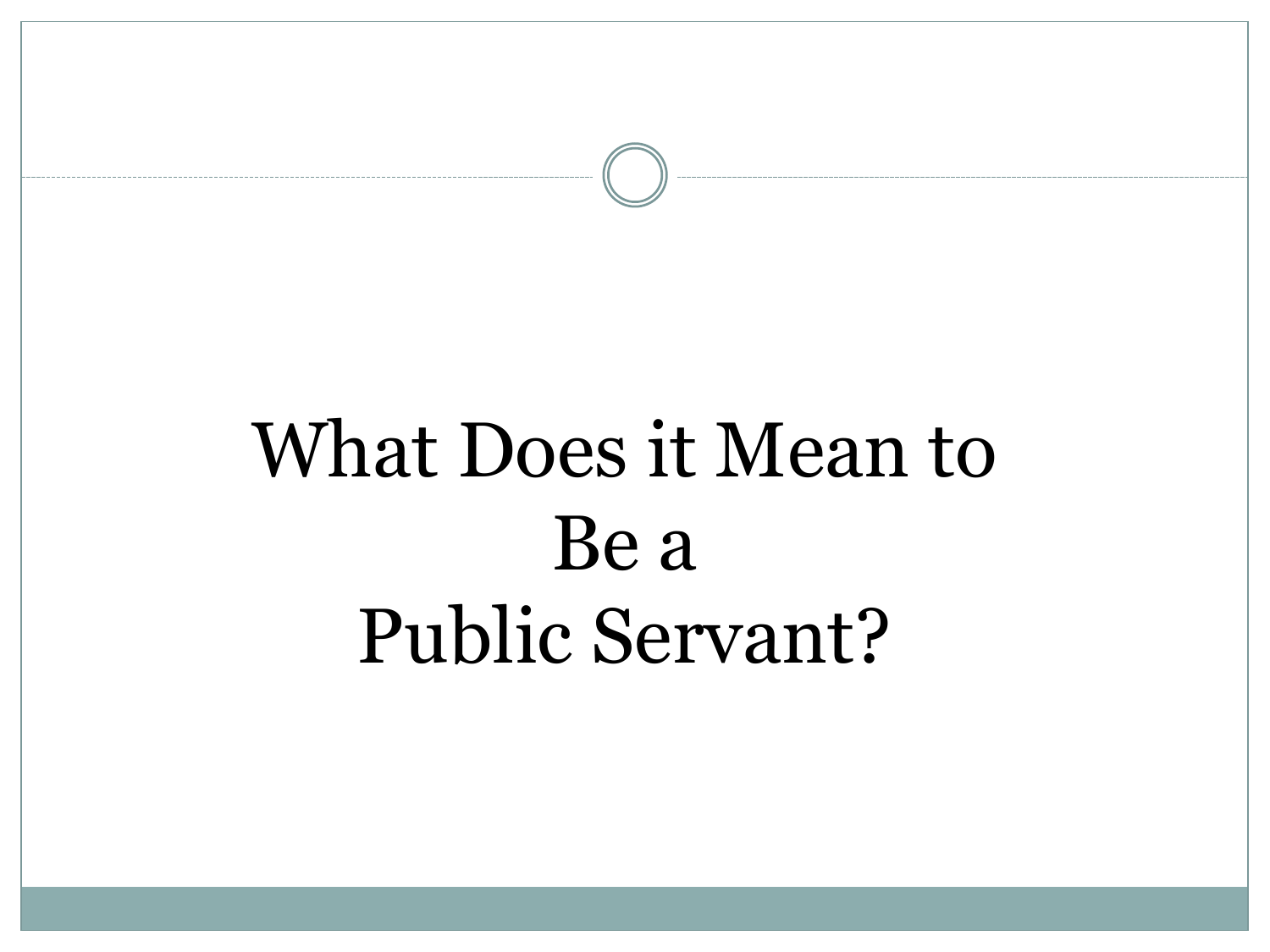# What Does it Mean to Be a Public Servant?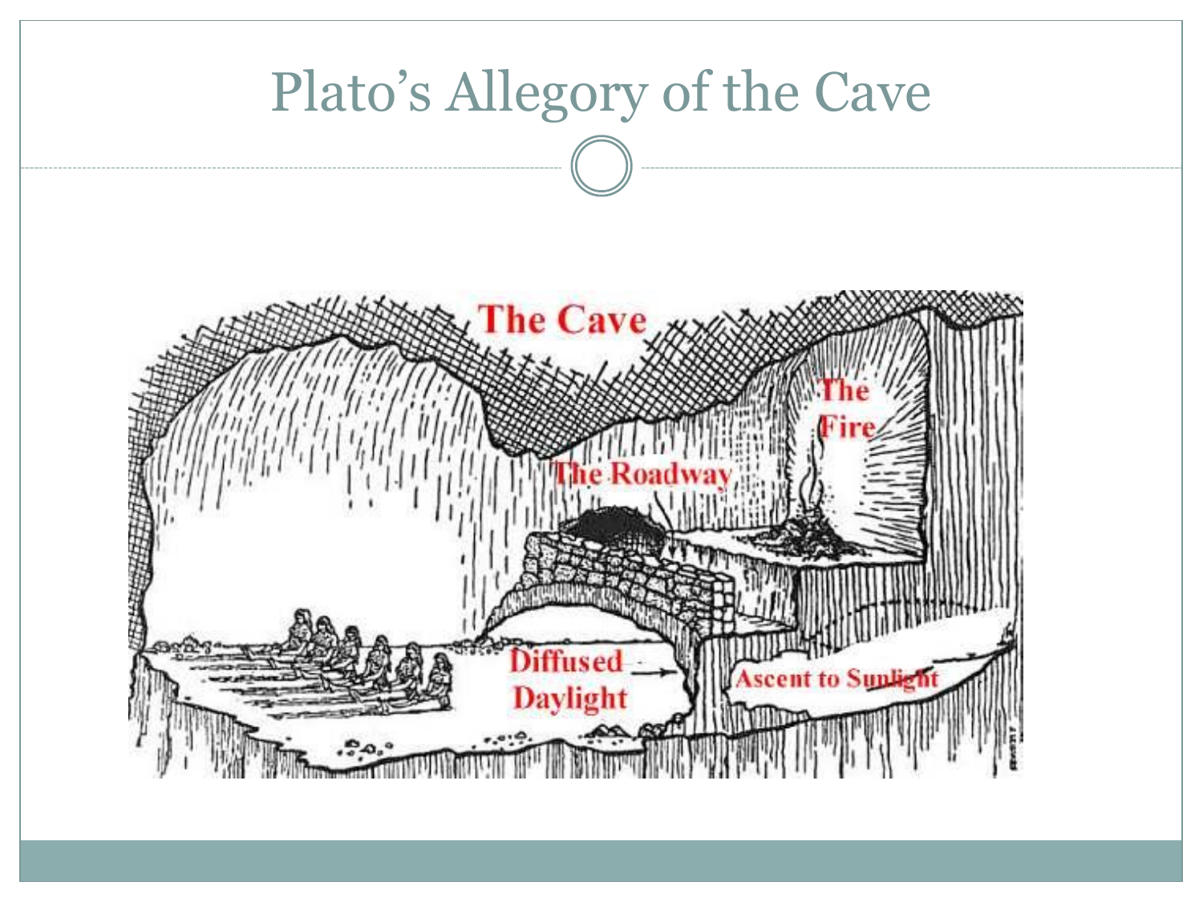# Plato's Allegory of the Cave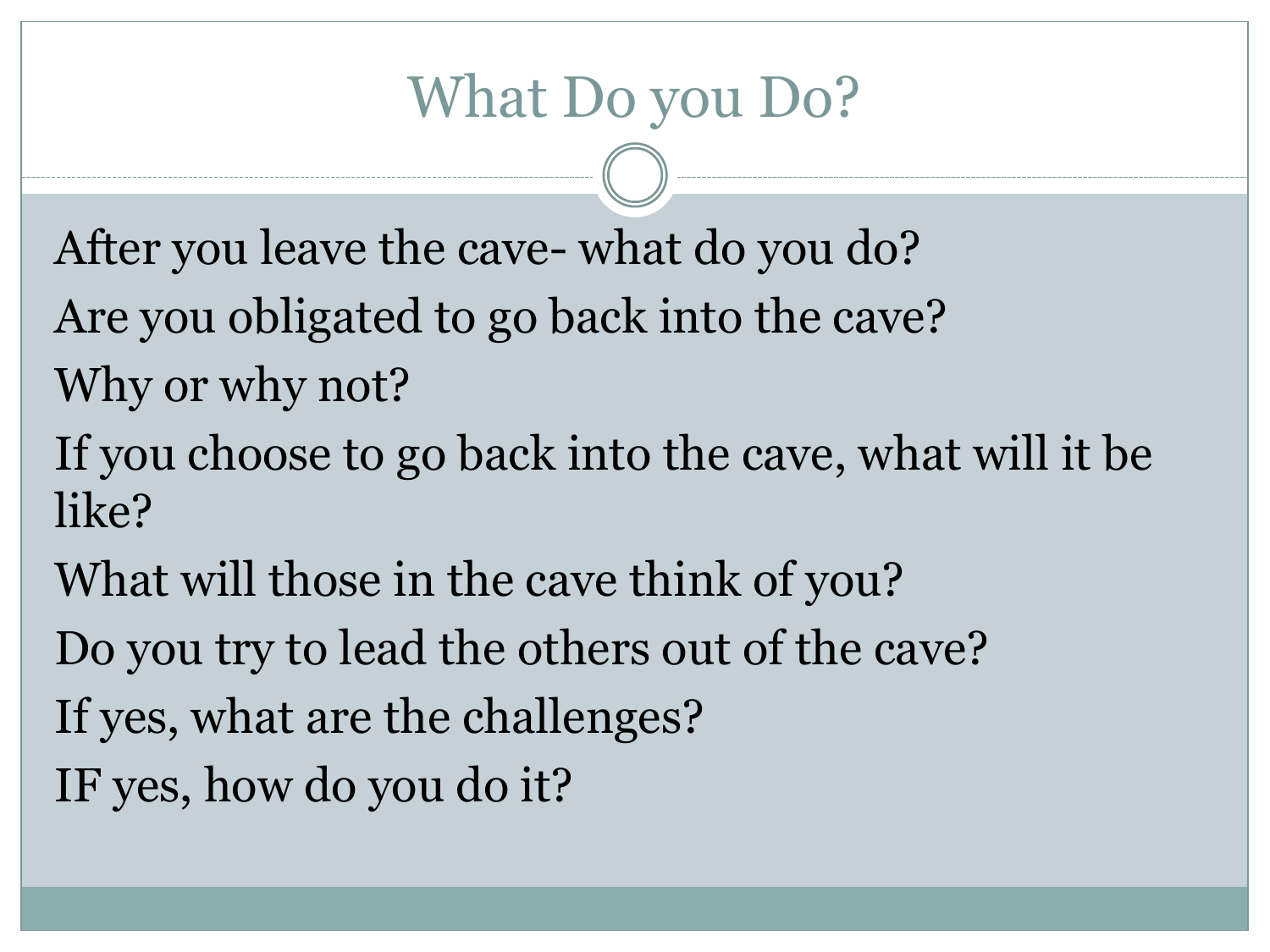# What Do you Do?

After you leave the cave- what do you do?

Are you obligated to go back into the cave?

Why or why not?

If you choose to go back into the cave, what will it be like?

What will those in the cave think of you?

Do you try to lead the others out of the cave?

If yes, what are the challenges?

IF yes, how do you do it?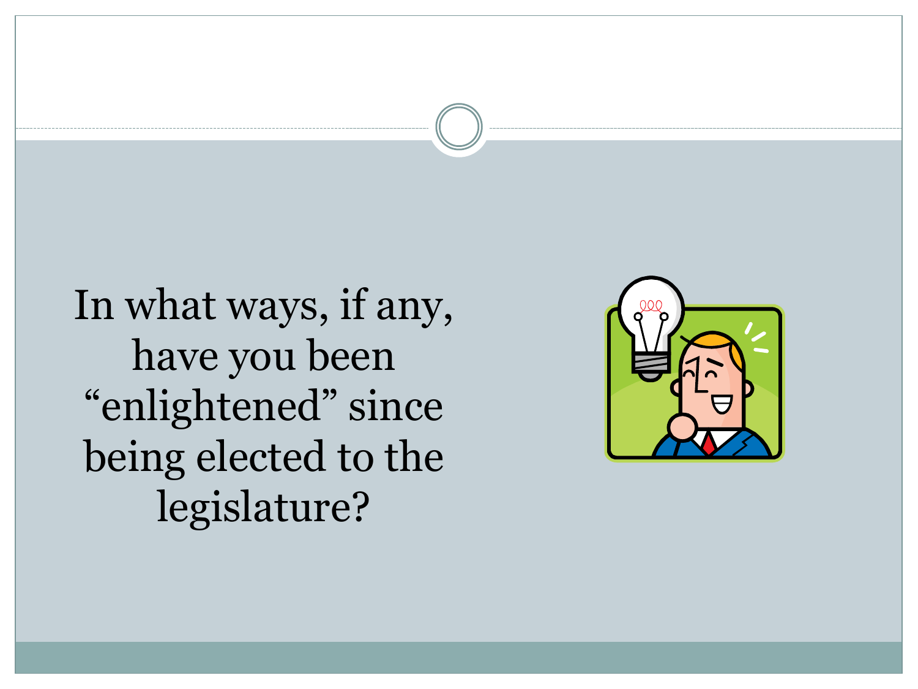In what ways, if any, have you been “enlightened” since being elected to the legislature?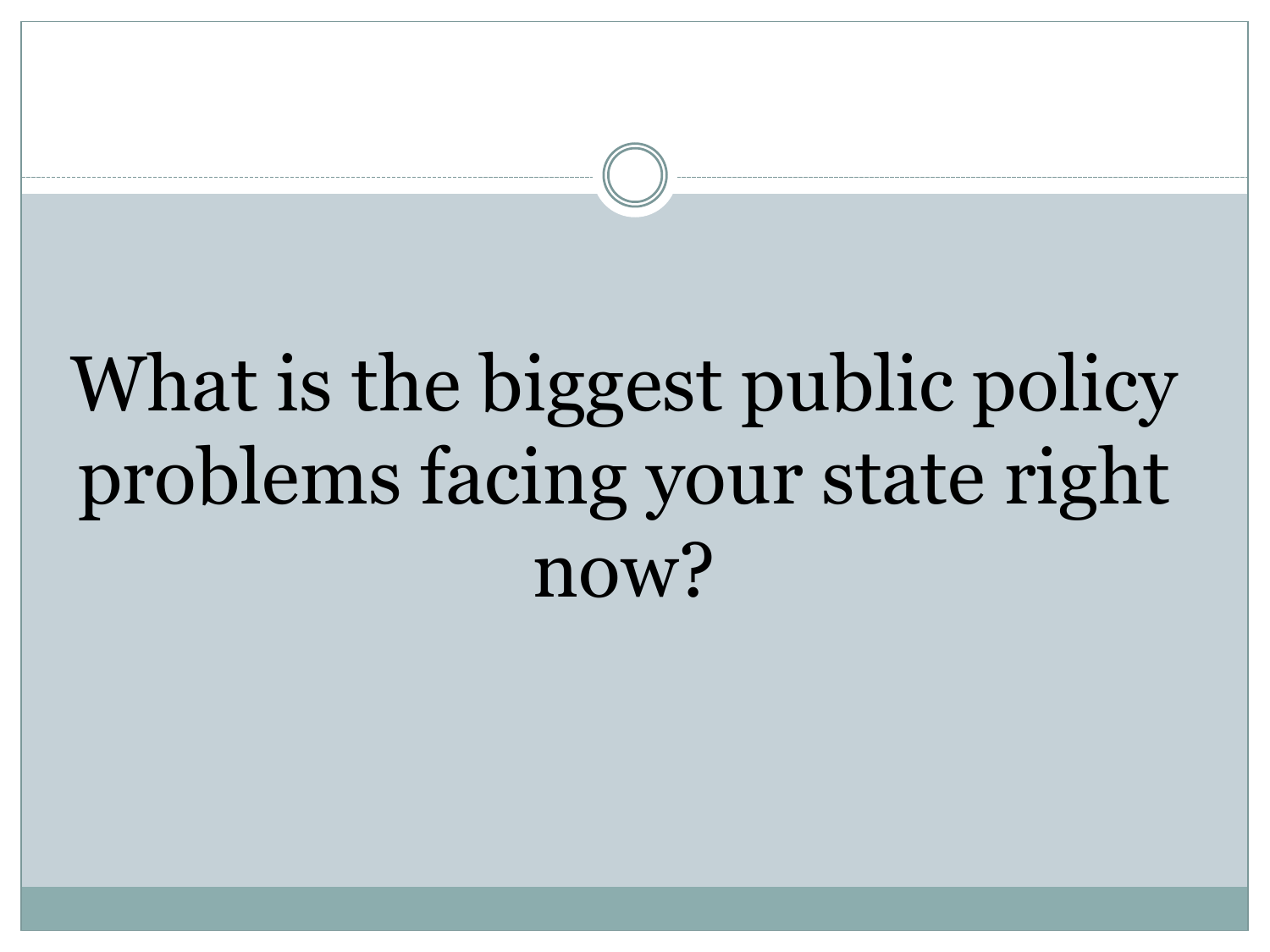# What is the biggest public policy problems facing your state right now?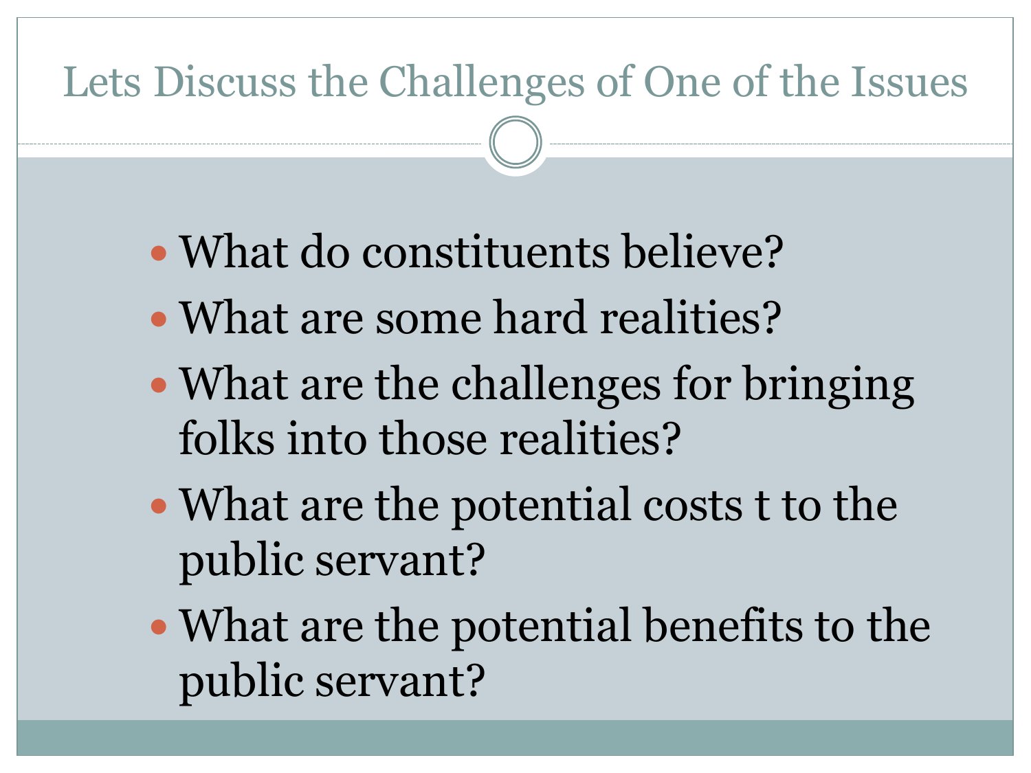# Lets Discuss the Challenges of One of the Issues

- What do constituents believe?
- What are some hard realities?
- What are the challenges for bringing folks into those realities?
- What are the potential costs t to the public servant?
- What are the potential benefits to the public servant?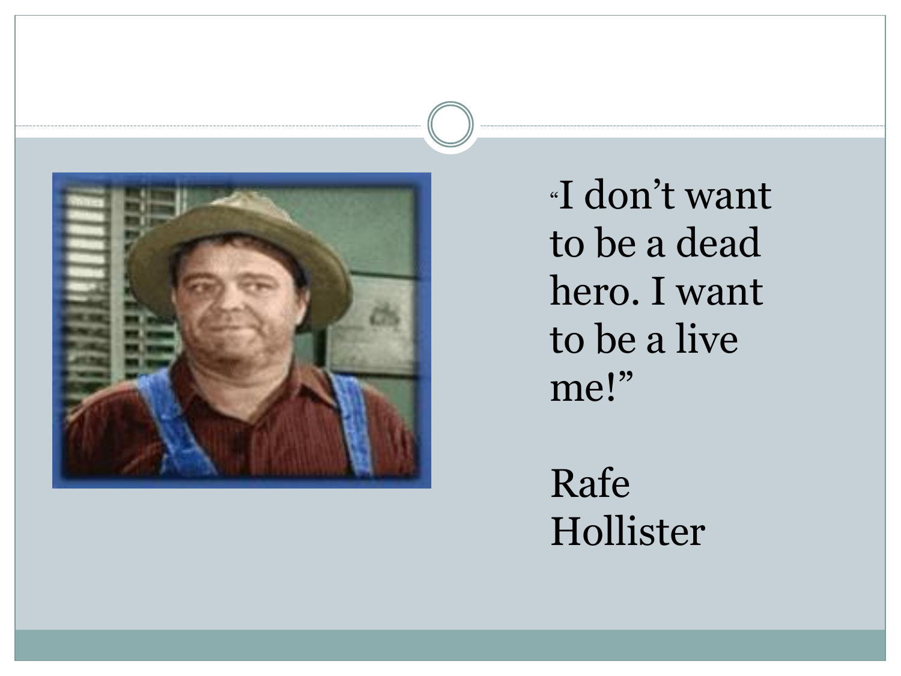"I don't want to be a dead hero. I want to be a live me!"

Rafe Hollister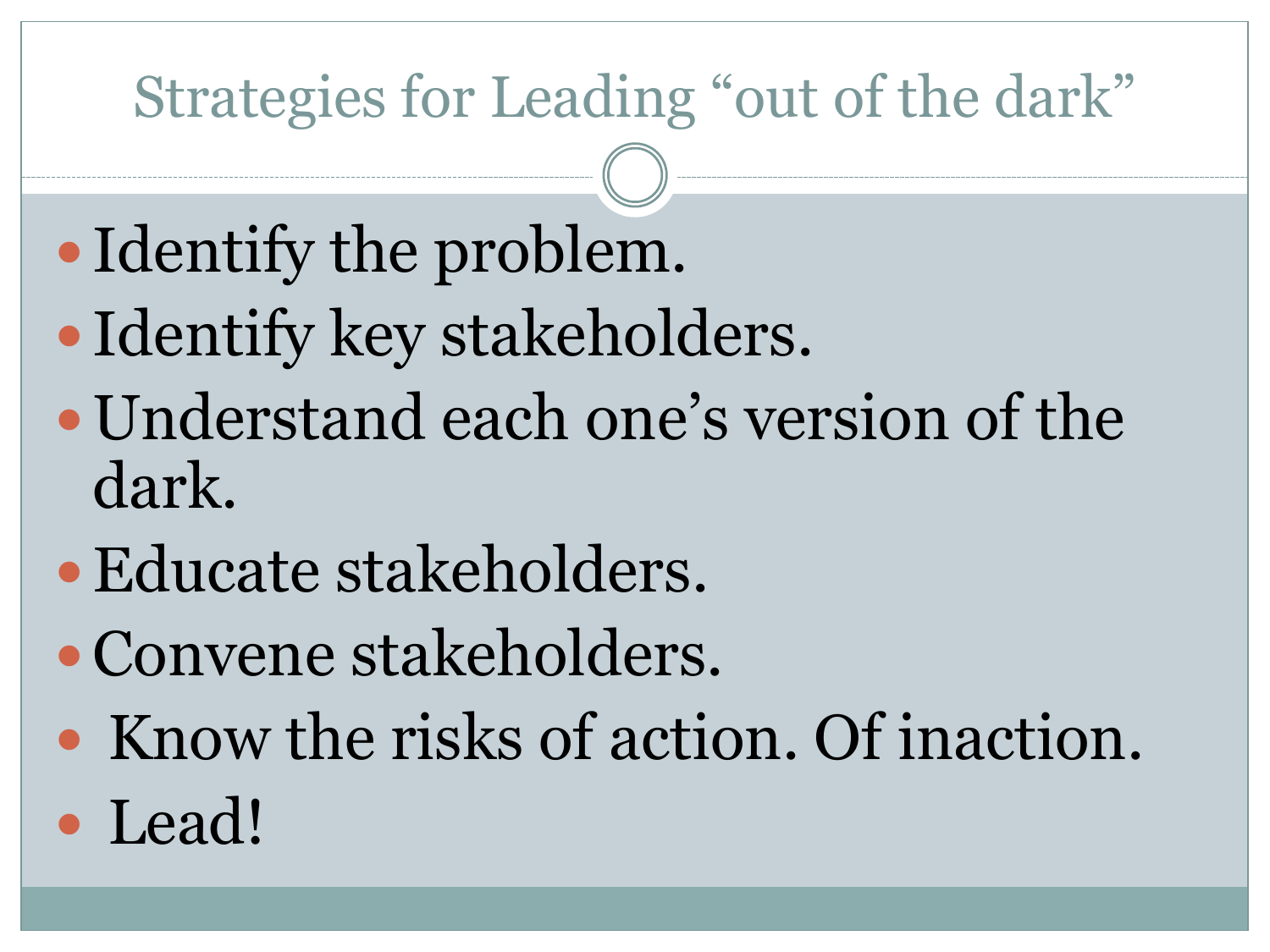# Strategies for Leading "out of the dark"

- Identify the problem.
- Identify key stakeholders.
- Understand each one's version of the dark.
- Educate stakeholders.
- Convene stakeholders.
- Know the risks of action. Of inaction.
- Lead!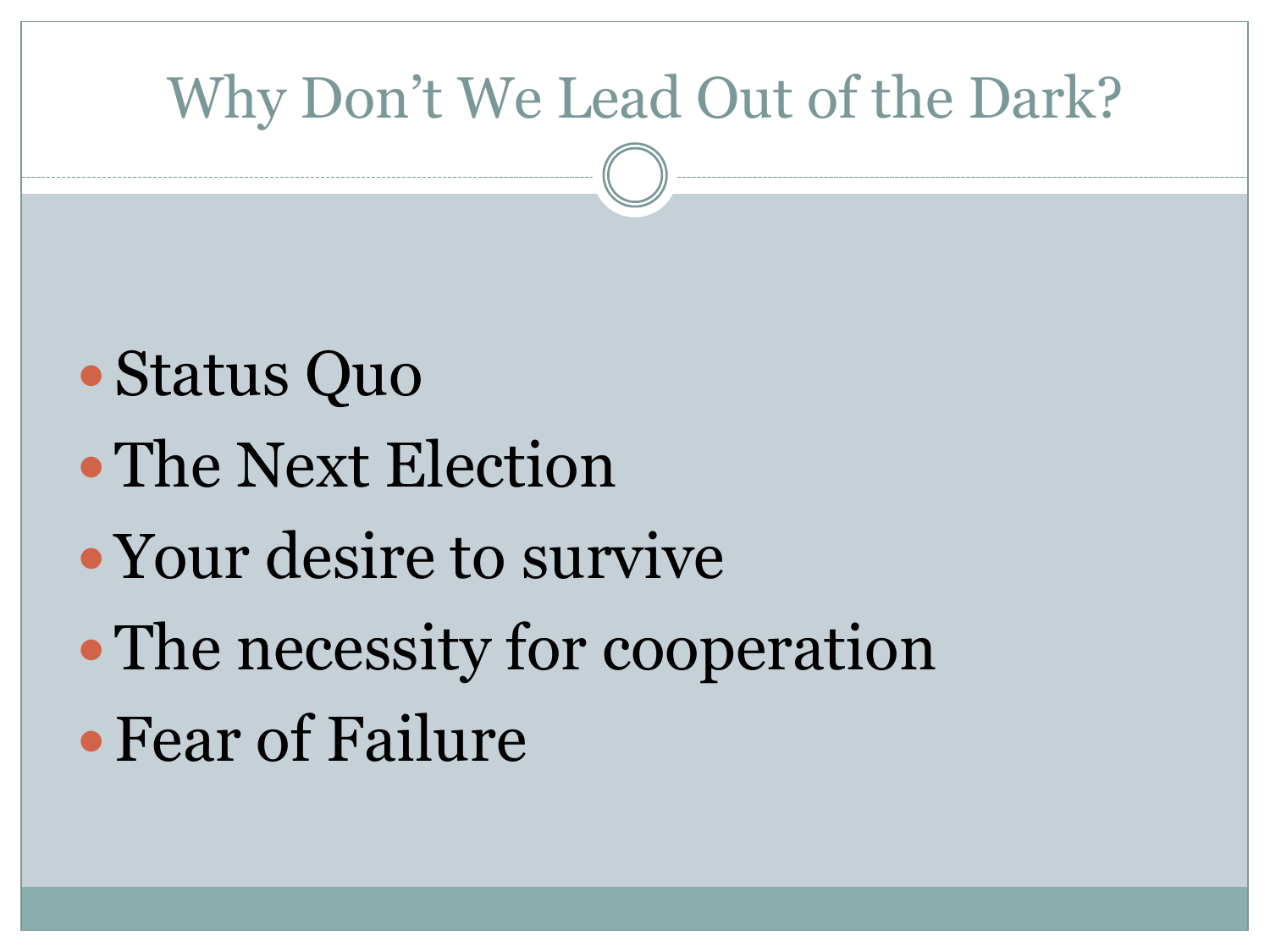# Why Don't We Lead Out of the Dark?

- Status Quo
- The Next Election
- Your desire to survive
- The necessity for cooperation
- Fear of Failure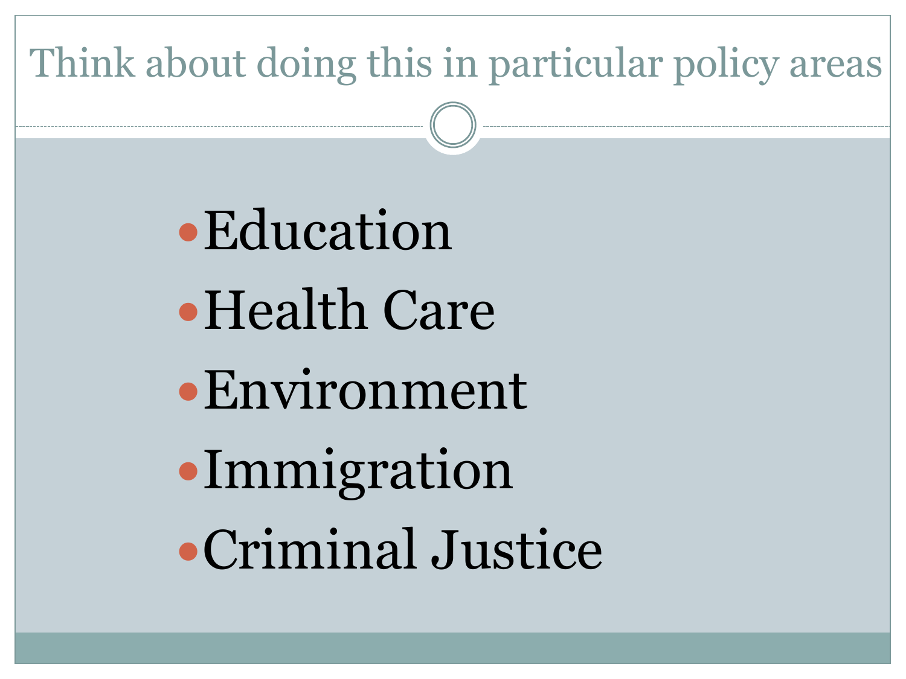# Think about doing this in particular policy areas

- Education
- Health Care
- Environment
- Immigration
- Criminal Justice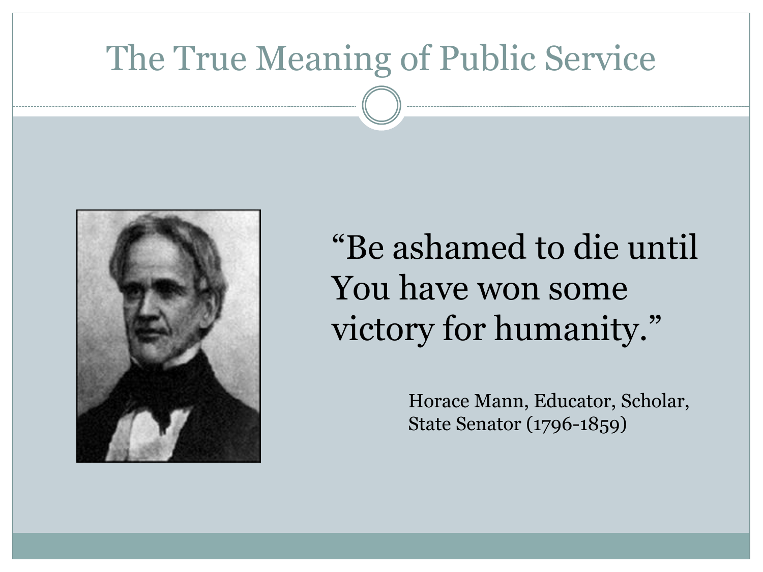# The True Meaning of Public Service

"Be ashamed to die until You have won some victory for humanity."

Horace Mann, Educator, Scholar, State Senator (1796-1859)